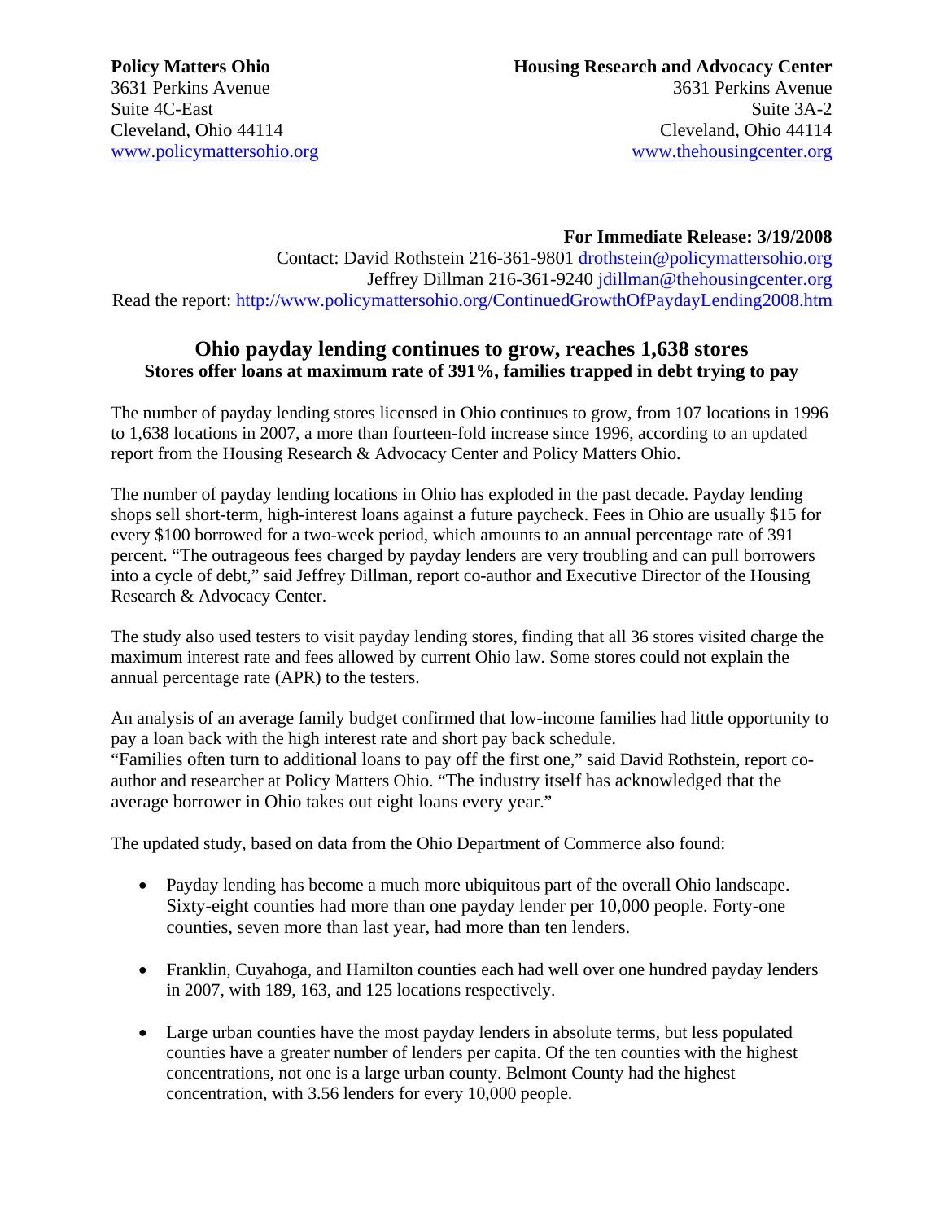**Policy Matters Ohio**
3631 Perkins Avenue
Suite 4C-East
Cleveland, Ohio 44114
www.policymattersohio.org

**Housing Research and Advocacy Center**
3631 Perkins Avenue
Suite 3A-2
Cleveland, Ohio 44114
www.thehousingcenter.org

**For Immediate Release: 3/19/2008**
Contact: David Rothstein 216-361-9801 drothstein@policymattersohio.org
Jeffrey Dillman 216-361-9240 jdillman@thehousingcenter.org
Read the report: http://www.policymattersohio.org/ContinuedGrowthOfPaydayLending2008.htm

# Ohio payday lending continues to grow, reaches 1,638 stores

## Stores offer loans at maximum rate of 391%, families trapped in debt trying to pay

The number of payday lending stores licensed in Ohio continues to grow, from 107 locations in 1996 to 1,638 locations in 2007, a more than fourteen-fold increase since 1996, according to an updated report from the Housing Research & Advocacy Center and Policy Matters Ohio.

The number of payday lending locations in Ohio has exploded in the past decade. Payday lending shops sell short-term, high-interest loans against a future paycheck. Fees in Ohio are usually $15 for every $100 borrowed for a two-week period, which amounts to an annual percentage rate of 391 percent. "The outrageous fees charged by payday lenders are very troubling and can pull borrowers into a cycle of debt," said Jeffrey Dillman, report co-author and Executive Director of the Housing Research & Advocacy Center.

The study also used testers to visit payday lending stores, finding that all 36 stores visited charge the maximum interest rate and fees allowed by current Ohio law. Some stores could not explain the annual percentage rate (APR) to the testers.

An analysis of an average family budget confirmed that low-income families had little opportunity to pay a loan back with the high interest rate and short pay back schedule.
"Families often turn to additional loans to pay off the first one," said David Rothstein, report co-author and researcher at Policy Matters Ohio. "The industry itself has acknowledged that the average borrower in Ohio takes out eight loans every year."

The updated study, based on data from the Ohio Department of Commerce also found:

- Payday lending has become a much more ubiquitous part of the overall Ohio landscape. Sixty-eight counties had more than one payday lender per 10,000 people. Forty-one counties, seven more than last year, had more than ten lenders.

- Franklin, Cuyahoga, and Hamilton counties each had well over one hundred payday lenders in 2007, with 189, 163, and 125 locations respectively.

- Large urban counties have the most payday lenders in absolute terms, but less populated counties have a greater number of lenders per capita. Of the ten counties with the highest concentrations, not one is a large urban county. Belmont County had the highest concentration, with 3.56 lenders for every 10,000 people.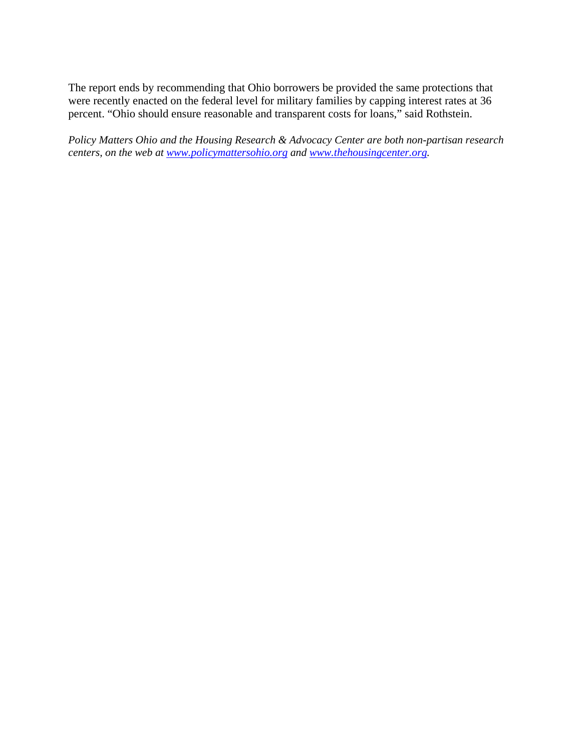The report ends by recommending that Ohio borrowers be provided the same protections that were recently enacted on the federal level for military families by capping interest rates at 36 percent. “Ohio should ensure reasonable and transparent costs for loans,” said Rothstein.

*Policy Matters Ohio and the Housing Research & Advocacy Center are both non-partisan research centers, on the web at [www.policymattersohio.org](http://www.policymattersohio.org) and [www.thehousingcenter.org](http://www.thehousingcenter.org).*